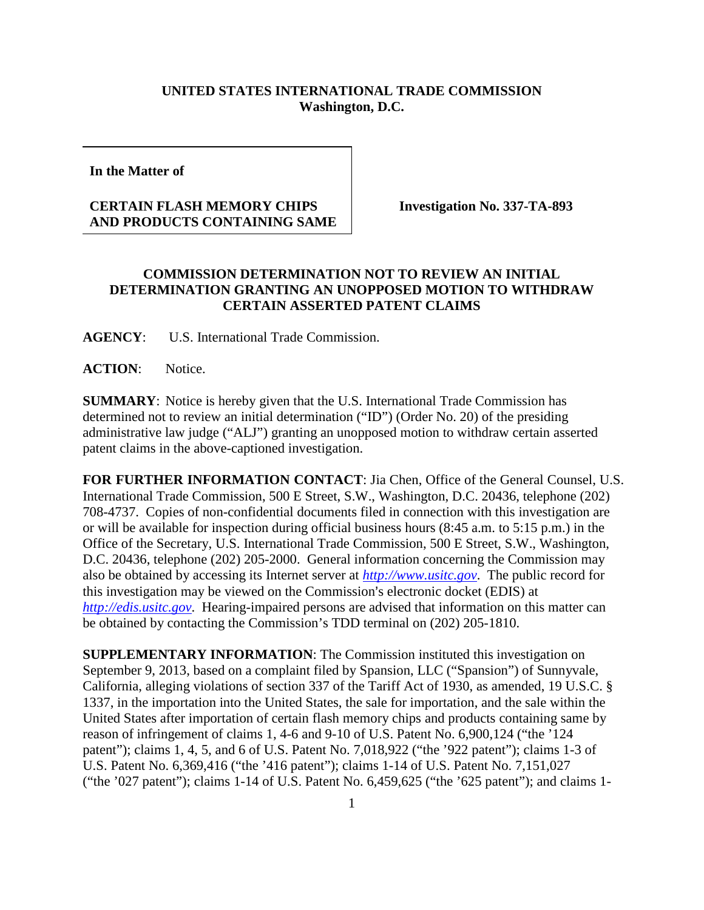**UNITED STATES INTERNATIONAL TRADE COMMISSION**
**Washington, D.C.**

**In the Matter of**

**CERTAIN FLASH MEMORY CHIPS AND PRODUCTS CONTAINING SAME**

**Investigation No. 337-TA-893**

**COMMISSION DETERMINATION NOT TO REVIEW AN INITIAL DETERMINATION GRANTING AN UNOPPOSED MOTION TO WITHDRAW CERTAIN ASSERTED PATENT CLAIMS**

**AGENCY**: U.S. International Trade Commission.

**ACTION**: Notice.

**SUMMARY**: Notice is hereby given that the U.S. International Trade Commission has determined not to review an initial determination ("ID") (Order No. 20) of the presiding administrative law judge ("ALJ") granting an unopposed motion to withdraw certain asserted patent claims in the above-captioned investigation.

**FOR FURTHER INFORMATION CONTACT**: Jia Chen, Office of the General Counsel, U.S. International Trade Commission, 500 E Street, S.W., Washington, D.C. 20436, telephone (202) 708-4737. Copies of non-confidential documents filed in connection with this investigation are or will be available for inspection during official business hours (8:45 a.m. to 5:15 p.m.) in the Office of the Secretary, U.S. International Trade Commission, 500 E Street, S.W., Washington, D.C. 20436, telephone (202) 205-2000. General information concerning the Commission may also be obtained by accessing its Internet server at *http://www.usitc.gov*. The public record for this investigation may be viewed on the Commission's electronic docket (EDIS) at *http://edis.usitc.gov*. Hearing-impaired persons are advised that information on this matter can be obtained by contacting the Commission's TDD terminal on (202) 205-1810.

**SUPPLEMENTARY INFORMATION**: The Commission instituted this investigation on September 9, 2013, based on a complaint filed by Spansion, LLC ("Spansion") of Sunnyvale, California, alleging violations of section 337 of the Tariff Act of 1930, as amended, 19 U.S.C. § 1337, in the importation into the United States, the sale for importation, and the sale within the United States after importation of certain flash memory chips and products containing same by reason of infringement of claims 1, 4-6 and 9-10 of U.S. Patent No. 6,900,124 ("the '124 patent"); claims 1, 4, 5, and 6 of U.S. Patent No. 7,018,922 ("the '922 patent"); claims 1-3 of U.S. Patent No. 6,369,416 ("the '416 patent"); claims 1-14 of U.S. Patent No. 7,151,027 ("the '027 patent"); claims 1-14 of U.S. Patent No. 6,459,625 ("the '625 patent"); and claims 1-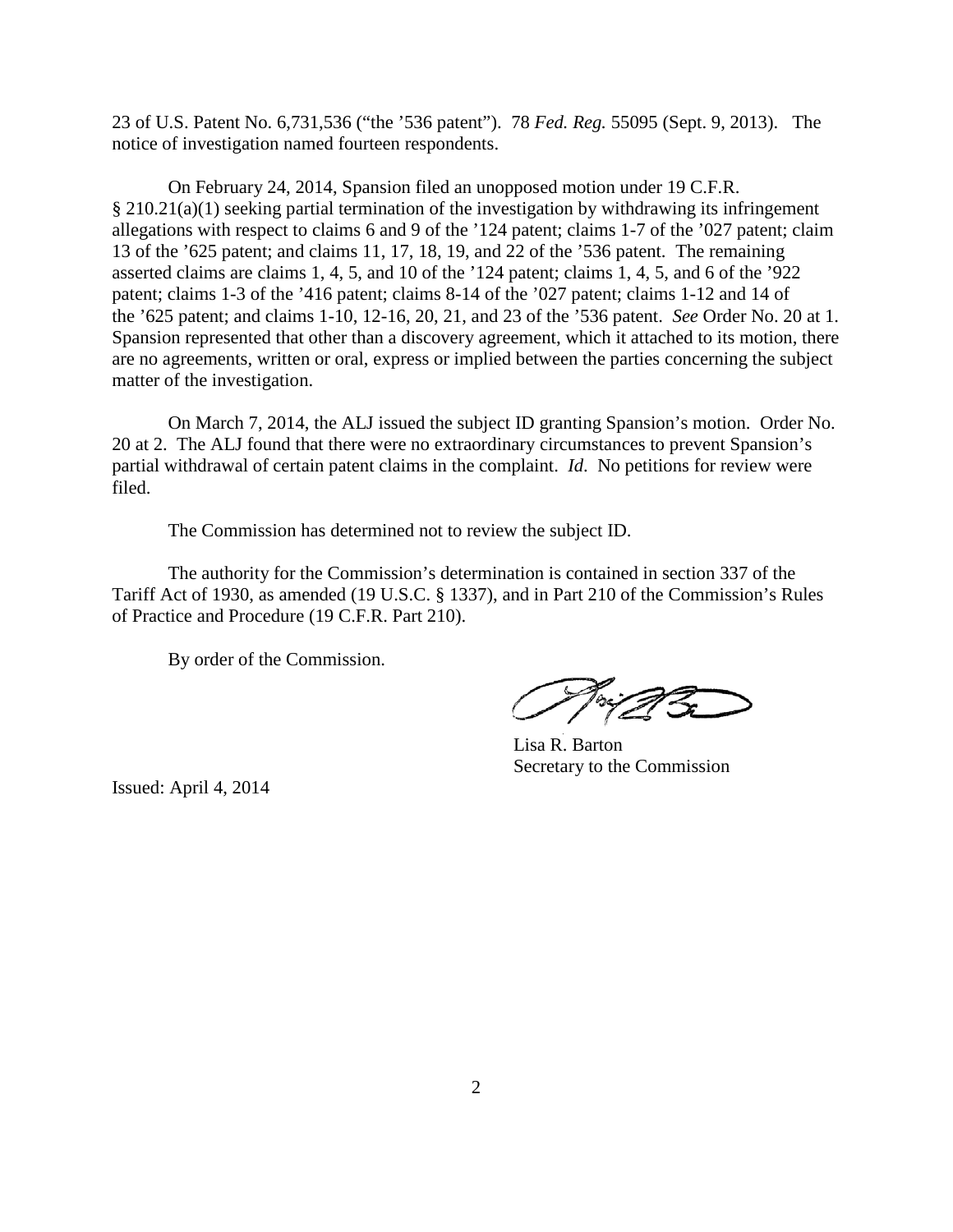23 of U.S. Patent No. 6,731,536 ("the '536 patent"). 78 *Fed. Reg.* 55095 (Sept. 9, 2013). The notice of investigation named fourteen respondents.

On February 24, 2014, Spansion filed an unopposed motion under 19 C.F.R. § 210.21(a)(1) seeking partial termination of the investigation by withdrawing its infringement allegations with respect to claims 6 and 9 of the '124 patent; claims 1-7 of the '027 patent; claim 13 of the '625 patent; and claims 11, 17, 18, 19, and 22 of the '536 patent. The remaining asserted claims are claims 1, 4, 5, and 10 of the '124 patent; claims 1, 4, 5, and 6 of the '922 patent; claims 1-3 of the '416 patent; claims 8-14 of the '027 patent; claims 1-12 and 14 of the '625 patent; and claims 1-10, 12-16, 20, 21, and 23 of the '536 patent. *See* Order No. 20 at 1. Spansion represented that other than a discovery agreement, which it attached to its motion, there are no agreements, written or oral, express or implied between the parties concerning the subject matter of the investigation.

On March 7, 2014, the ALJ issued the subject ID granting Spansion's motion. Order No. 20 at 2. The ALJ found that there were no extraordinary circumstances to prevent Spansion's partial withdrawal of certain patent claims in the complaint. *Id*. No petitions for review were filed.

The Commission has determined not to review the subject ID.

The authority for the Commission's determination is contained in section 337 of the Tariff Act of 1930, as amended (19 U.S.C. § 1337), and in Part 210 of the Commission's Rules of Practice and Procedure (19 C.F.R. Part 210).

By order of the Commission.

Lisa R. Barton
Secretary to the Commission

Issued: April 4, 2014